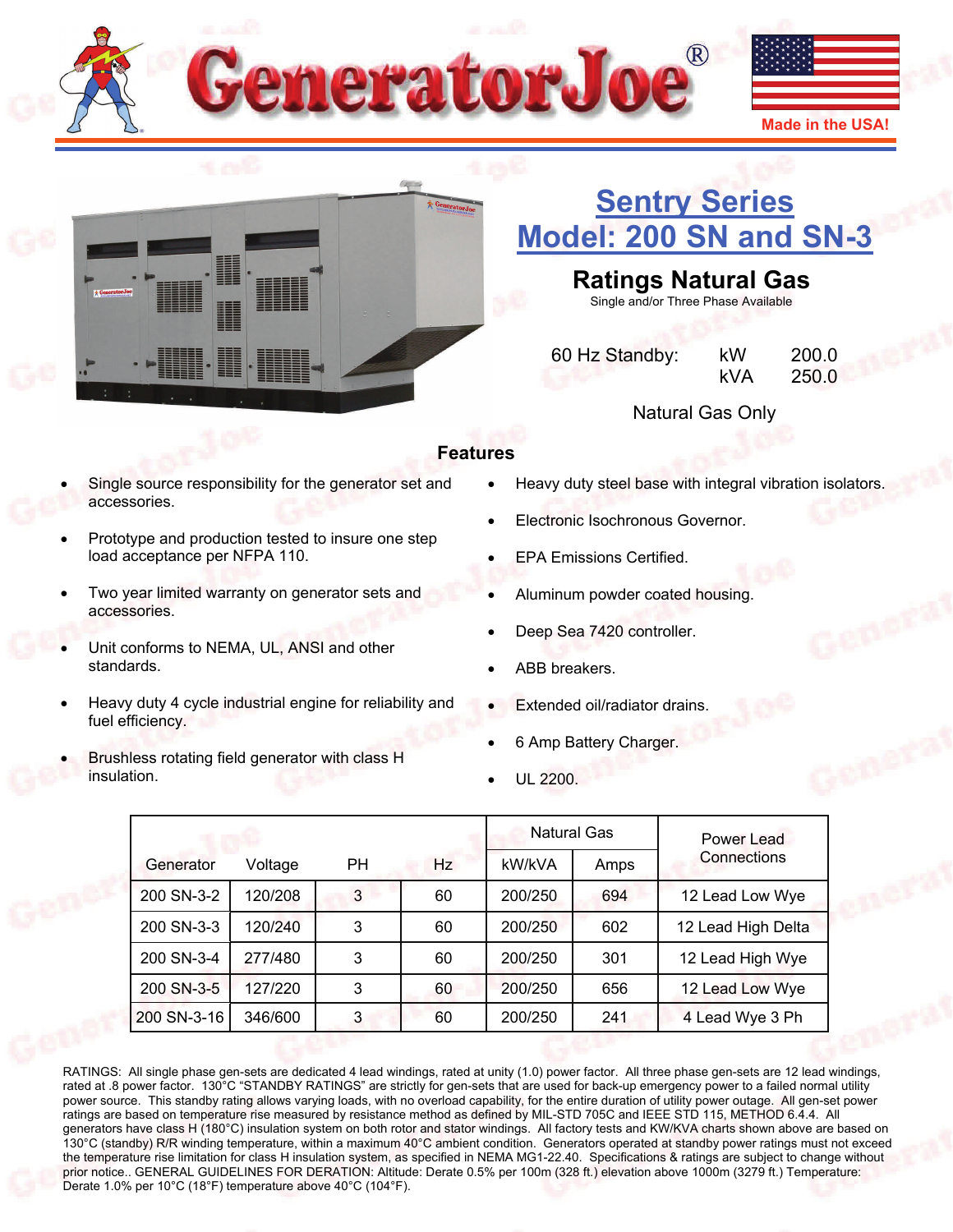# GeneratorJoe®

Made in the USA!

## Sentry Series
## Model: 200 SN and SN-3

### Ratings Natural Gas

Single and/or Three Phase Available

| 60 Hz Standby: | kW | 200.0 |
|---|---|---|
| | kVA | 250.0 |

Natural Gas Only

### Features

- Single source responsibility for the generator set and accessories.
- Prototype and production tested to insure one step load acceptance per NFPA 110.
- Two year limited warranty on generator sets and accessories.
- Unit conforms to NEMA, UL, ANSI and other standards.
- Heavy duty 4 cycle industrial engine for reliability and fuel efficiency.
- Brushless rotating field generator with class H insulation.
- Heavy duty steel base with integral vibration isolators.
- Electronic Isochronous Governor.
- EPA Emissions Certified.
- Aluminum powder coated housing.
- Deep Sea 7420 controller.
- ABB breakers.
- Extended oil/radiator drains.
- 6 Amp Battery Charger.
- UL 2200.

| Generator | Voltage | PH | Hz | Natural Gas | | Power Lead Connections |
|---|---|---|---|---|---|---|
| | | | | kW/kVA | Amps | |
| 200 SN-3-2 | 120/208 | 3 | 60 | 200/250 | 694 | 12 Lead Low Wye |
| 200 SN-3-3 | 120/240 | 3 | 60 | 200/250 | 602 | 12 Lead High Delta |
| 200 SN-3-4 | 277/480 | 3 | 60 | 200/250 | 301 | 12 Lead High Wye |
| 200 SN-3-5 | 127/220 | 3 | 60 | 200/250 | 656 | 12 Lead Low Wye |
| 200 SN-3-16 | 346/600 | 3 | 60 | 200/250 | 241 | 4 Lead Wye 3 Ph |

RATINGS: All single phase gen-sets are dedicated 4 lead windings, rated at unity (1.0) power factor. All three phase gen-sets are 12 lead windings, rated at .8 power factor. 130°C "STANDBY RATINGS" are strictly for gen-sets that are used for back-up emergency power to a failed normal utility power source. This standby rating allows varying loads, with no overload capability, for the entire duration of utility power outage. All gen-set power ratings are based on temperature rise measured by resistance method as defined by MIL-STD 705C and IEEE STD 115, METHOD 6.4.4. All generators have class H (180°C) insulation system on both rotor and stator windings. All factory tests and KW/KVA charts shown above are based on 130°C (standby) R/R winding temperature, within a maximum 40°C ambient condition. Generators operated at standby power ratings must not exceed the temperature rise limitation for class H insulation system, as specified in NEMA MG1-22.40. Specifications & ratings are subject to change without prior notice.. GENERAL GUIDELINES FOR DERATION: Altitude: Derate 0.5% per 100m (328 ft.) elevation above 1000m (3279 ft.) Temperature: Derate 1.0% per 10°C (18°F) temperature above 40°C (104°F).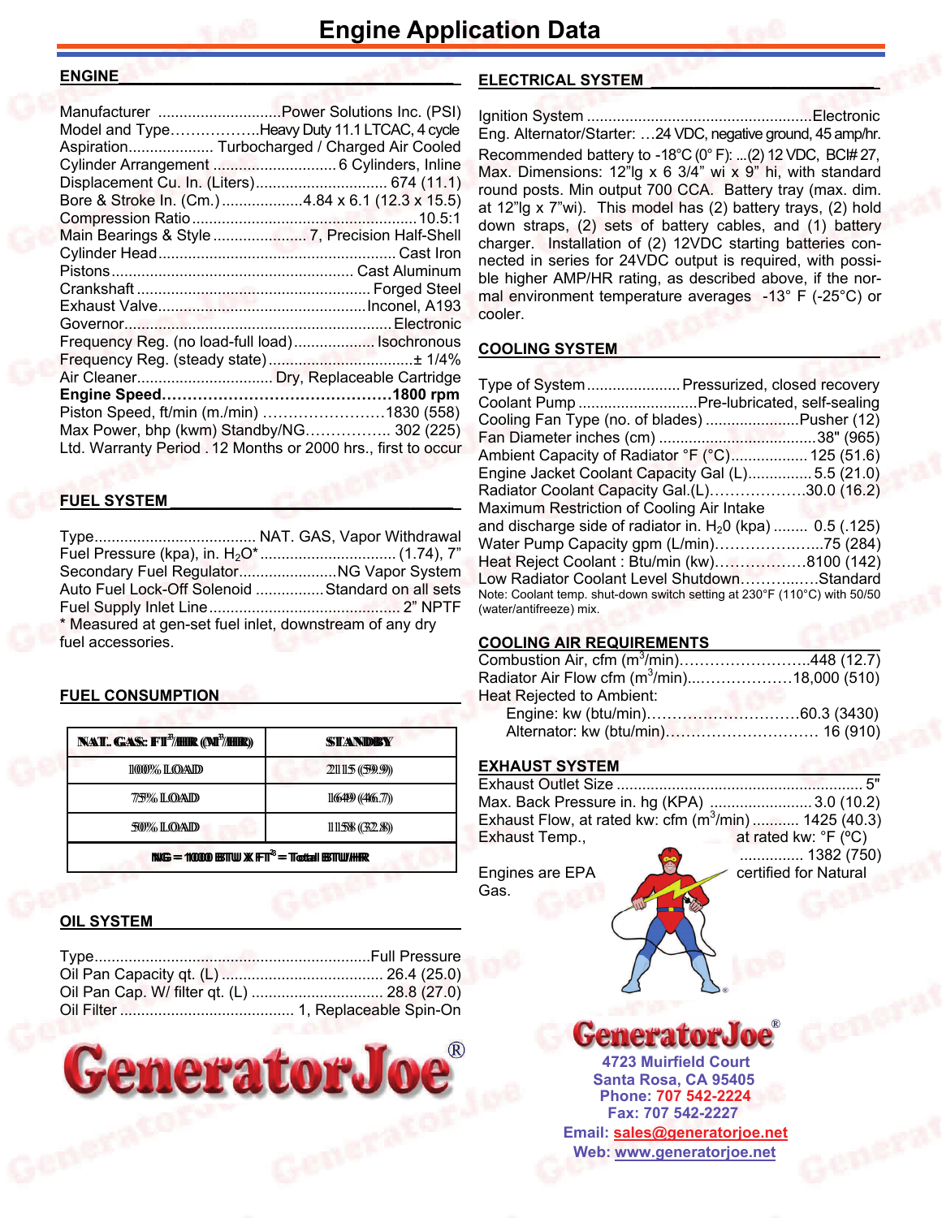# Engine Application Data

## ENGINE

Manufacturer ............................Power Solutions Inc. (PSI)
Model and Type……………..Heavy Duty 11.1 LTCAC, 4 cycle
Aspiration.................... Turbocharged / Charged Air Cooled
Cylinder Arrangement ............................ 6 Cylinders, Inline
Displacement Cu. In. (Liters).............................. 674 (11.1)
Bore & Stroke In. (Cm.)...................4.84 x 6.1 (12.3 x 15.5)
Compression Ratio.....................................................10.5:1
Main Bearings & Style...................... 7, Precision Half-Shell
Cylinder Head........................................................ Cast Iron
Pistons........................................................ Cast Aluminum
Crankshaft ...................................................... Forged Steel
Exhaust Valve.................................................Inconel, A193
Governor.............................................................. Electronic
Frequency Reg. (no load-full load).................. Isochronous
Frequency Reg. (steady state)..................................± 1/4%
Air Cleaner................................ Dry, Replaceable Cartridge
**Engine Speed……………………………………1800 rpm**
Piston Speed, ft/min (m./min) ……………………1830 (558)
Max Power, bhp (kwm) Standby/NG…………….. 302 (225)
Ltd. Warranty Period . 12 Months or 2000 hrs., first to occur

## FUEL SYSTEM

Type...................................... NAT. GAS, Vapor Withdrawal
Fuel Pressure (kpa), in. $H_2O$*................................ (1.74), 7"
Secondary Fuel Regulator.......................NG Vapor System
Auto Fuel Lock-Off Solenoid ...............Standard on all sets
Fuel Supply Inlet Line............................................ 2" NPTF
* Measured at gen-set fuel inlet, downstream of any dry fuel accessories.

## FUEL CONSUMPTION

| NAT. GAS: $FT^3$/HR ($M^3$/HR) | STANDBY |
|---|---|
| 100% LOAD | 2115 (59.9) |
| 75% LOAD | 1649 (46.7) |
| 50% LOAD | 1158 (32.8) |
| NG = 1000 BTU X $FT^3$ = Total BTU/HR | |

## OIL SYSTEM

Type.................................................................Full Pressure
Oil Pan Capacity qt. (L)...................................... 26.4 (25.0)
Oil Pan Cap. W/ filter qt. (L) ............................... 28.8 (27.0)
Oil Filter ........................................ 1, Replaceable Spin-On

## ELECTRICAL SYSTEM

Ignition System ....................................................Electronic
Eng. Alternator/Starter: …24 VDC, negative ground, 45 amp/hr.
Recommended battery to -18°C (0° F): ...(2) 12 VDC, BCI# 27, Max. Dimensions: 12"lg x 6 3/4" wi x 9" hi, with standard round posts. Min output 700 CCA. Battery tray (max. dim. at 12"lg x 7"wi). This model has (2) battery trays, (2) hold down straps, (2) sets of battery cables, and (1) battery charger. Installation of (2) 12VDC starting batteries connected in series for 24VDC output is required, with possible higher AMP/HR rating, as described above, if the normal environment temperature averages -13° F (-25°C) or cooler.

## COOLING SYSTEM

Type of System......................Pressurized, closed recovery
Coolant Pump ............................Pre-lubricated, self-sealing
Cooling Fan Type (no. of blades) ......................Pusher (12)
Fan Diameter inches (cm) .....................................38" (965)
Ambient Capacity of Radiator °F (°C).................. 125 (51.6)
Engine Jacket Coolant Capacity Gal (L)............... 5.5 (21.0)
Radiator Coolant Capacity Gal.(L)……………….30.0 (16.2)
Maximum Restriction of Cooling Air Intake and discharge side of radiator in. $H_20$ (kpa) ........ 0.5 (.125)
Water Pump Capacity gpm (L/min)………………...75 (284)
Heat Reject Coolant : Btu/min (kw)………………8100 (142)
Low Radiator Coolant Level Shutdown……….…..Standard
Note: Coolant temp. shut-down switch setting at 230°F (110°C) with 50/50 (water/antifreeze) mix.

## COOLING AIR REQUIREMENTS

Combustion Air, cfm ($m^3$/min)……………………..448 (12.7)
Radiator Air Flow cfm ($m^3$/min)...………………18,000 (510)
Heat Rejected to Ambient:
Engine: kw (btu/min)…………………………60.3 (3430)
Alternator: kw (btu/min)………………………… 16 (910)

## EXHAUST SYSTEM

Exhaust Outlet Size .......................................................... 5"
Max. Back Pressure in. hg (KPA) ........................3.0 (10.2)
Exhaust Flow, at rated kw: cfm ($m^3$/min) ........... 1425 (40.3)
Exhaust Temp., at rated kw: °F (°C) ............... 1382 (750)

Engines are EPA certified for Natural Gas.

GeneratorJoe®

4723 Muirfield Court
Santa Rosa, CA 95405
Phone: 707 542-2224
Fax: 707 542-2227
Email: sales@generatorjoe.net
Web: www.generatorjoe.net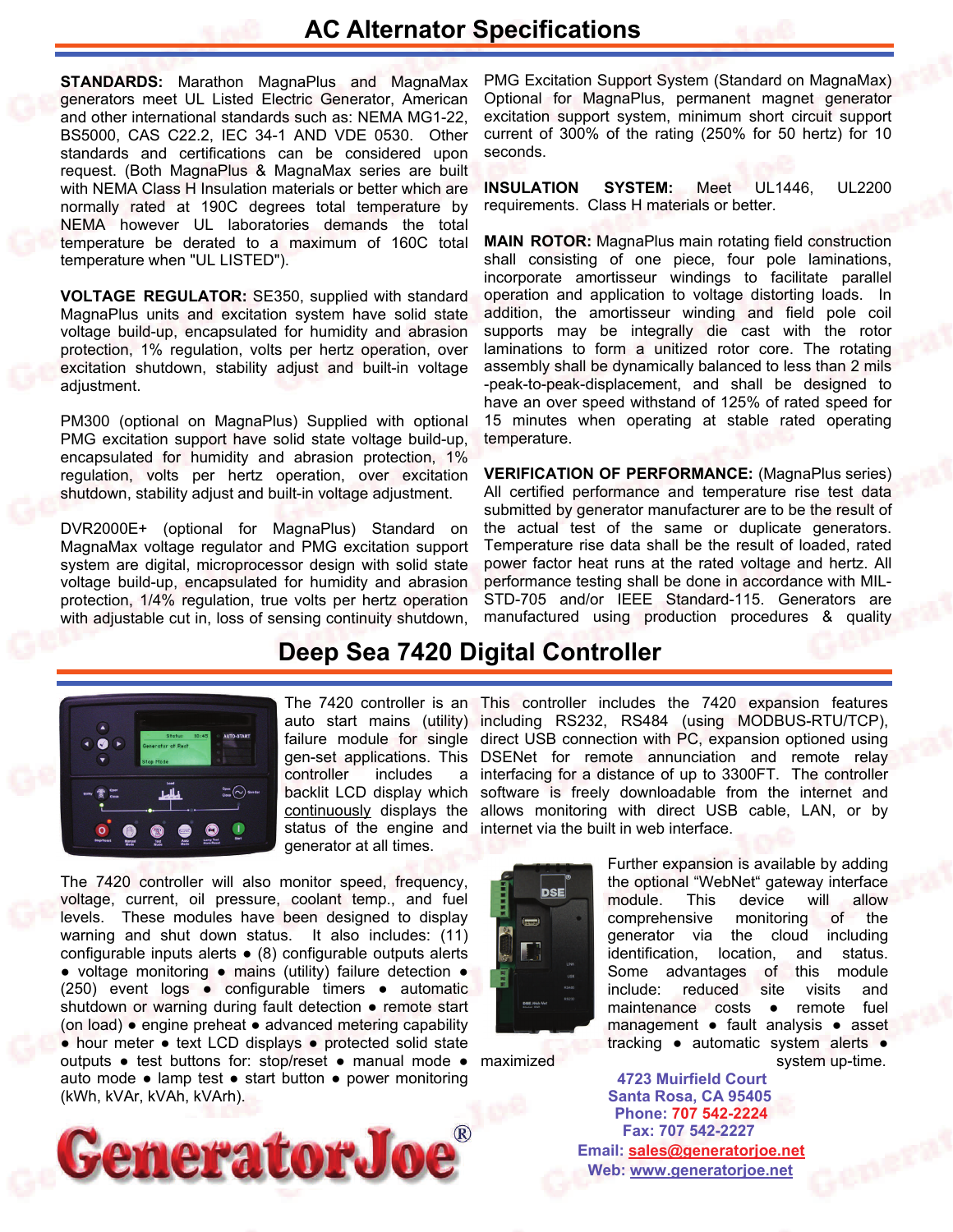# AC Alternator Specifications

**STANDARDS:** Marathon MagnaPlus and MagnaMax generators meet UL Listed Electric Generator, American and other international standards such as: NEMA MG1-22, BS5000, CAS C22.2, IEC 34-1 AND VDE 0530. Other standards and certifications can be considered upon request. (Both MagnaPlus & MagnaMax series are built with NEMA Class H Insulation materials or better which are normally rated at 190C degrees total temperature by NEMA however UL laboratories demands the total temperature be derated to a maximum of 160C total temperature when "UL LISTED").

**VOLTAGE REGULATOR:** SE350, supplied with standard MagnaPlus units and excitation system have solid state voltage build-up, encapsulated for humidity and abrasion protection, 1% regulation, volts per hertz operation, over excitation shutdown, stability adjust and built-in voltage adjustment.

PM300 (optional on MagnaPlus) Supplied with optional PMG excitation support have solid state voltage build-up, encapsulated for humidity and abrasion protection, 1% regulation, volts per hertz operation, over excitation shutdown, stability adjust and built-in voltage adjustment.

DVR2000E+ (optional for MagnaPlus) Standard on MagnaMax voltage regulator and PMG excitation support system are digital, microprocessor design with solid state voltage build-up, encapsulated for humidity and abrasion protection, 1/4% regulation, true volts per hertz operation with adjustable cut in, loss of sensing continuity shutdown, PMG Excitation Support System (Standard on MagnaMax) Optional for MagnaPlus, permanent magnet generator excitation support system, minimum short circuit support current of 300% of the rating (250% for 50 hertz) for 10 seconds.

**INSULATION SYSTEM:** Meet UL1446, UL2200 requirements. Class H materials or better.

**MAIN ROTOR:** MagnaPlus main rotating field construction shall consisting of one piece, four pole laminations, incorporate amortisseur windings to facilitate parallel operation and application to voltage distorting loads. In addition, the amortisseur winding and field pole coil supports may be integrally die cast with the rotor laminations to form a unitized rotor core. The rotating assembly shall be dynamically balanced to less than 2 mils -peak-to-peak-displacement, and shall be designed to have an over speed withstand of 125% of rated speed for 15 minutes when operating at stable rated operating temperature.

**VERIFICATION OF PERFORMANCE:** (MagnaPlus series) All certified performance and temperature rise test data submitted by generator manufacturer are to be the result of the actual test of the same or duplicate generators. Temperature rise data shall be the result of loaded, rated power factor heat runs at the rated voltage and hertz. All performance testing shall be done in accordance with MIL-STD-705 and/or IEEE Standard-115. Generators are manufactured using production procedures & quality

# Deep Sea 7420 Digital Controller

The 7420 controller is an auto start mains (utility) failure module for single gen-set applications. This controller includes a backlit LCD display which continuously displays the status of the engine and generator at all times.

The 7420 controller will also monitor speed, frequency, voltage, current, oil pressure, coolant temp., and fuel levels. These modules have been designed to display warning and shut down status. It also includes: (11) configurable inputs alerts • (8) configurable outputs alerts • voltage monitoring • mains (utility) failure detection • (250) event logs • configurable timers • automatic shutdown or warning during fault detection • remote start (on load) • engine preheat • advanced metering capability • hour meter • text LCD displays • protected solid state outputs • test buttons for: stop/reset • manual mode • auto mode • lamp test • start button • power monitoring (kWh, kVAr, kVAh, kVArh).

This controller includes the 7420 expansion features including RS232, RS484 (using MODBUS-RTU/TCP), direct USB connection with PC, expansion optioned using DSENet for remote annunciation and remote relay interfacing for a distance of up to 3300FT. The controller software is freely downloadable from the internet and allows monitoring with direct USB cable, LAN, or by internet via the built in web interface.

Further expansion is available by adding the optional "WebNet" gateway interface module. This device will allow comprehensive monitoring of the generator via the cloud including identification, location, and status. Some advantages of this module include: reduced site visits and maintenance costs • remote fuel management • fault analysis • asset tracking • automatic system alerts • maximized system up-time.

GeneratorJoe®

4723 Muirfield Court
Santa Rosa, CA 95405
Phone: 707 542-2224
Fax: 707 542-2227
Email: sales@generatorjoe.net
Web: www.generatorjoe.net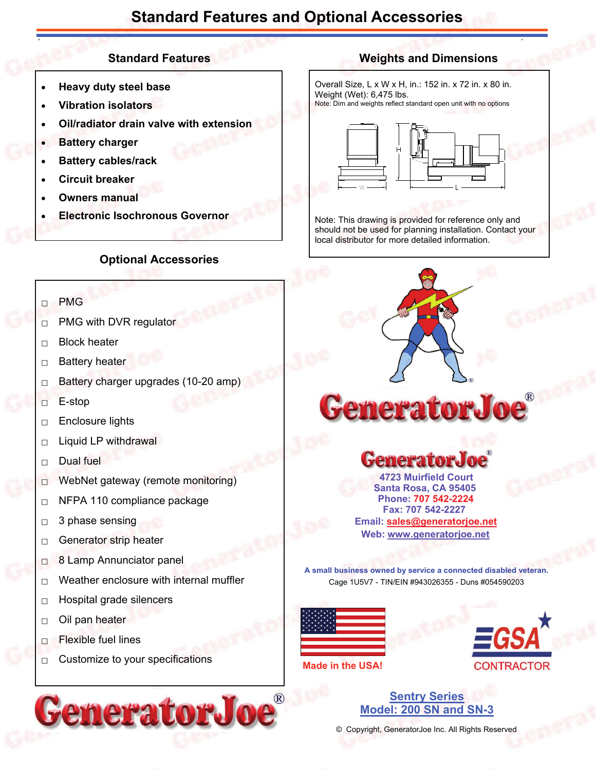# Standard Features and Optional Accessories

## Standard Features

- **Heavy duty steel base**
- **Vibration isolators**
- **Oil/radiator drain valve with extension**
- **Battery charger**
- **Battery cables/rack**
- **Circuit breaker**
- **Owners manual**
- **Electronic Isochronous Governor**

## Optional Accessories

- ☐ PMG
- ☐ PMG with DVR regulator
- ☐ Block heater
- ☐ Battery heater
- ☐ Battery charger upgrades (10-20 amp)
- ☐ E-stop
- ☐ Enclosure lights
- ☐ Liquid LP withdrawal
- ☐ Dual fuel
- ☐ WebNet gateway (remote monitoring)
- ☐ NFPA 110 compliance package
- ☐ 3 phase sensing
- ☐ Generator strip heater
- ☐ 8 Lamp Annunciator panel
- ☐ Weather enclosure with internal muffler
- ☐ Hospital grade silencers
- ☐ Oil pan heater
- ☐ Flexible fuel lines
- ☐ Customize to your specifications

GeneratorJoe®

## Weights and Dimensions

Overall Size, L x W x H, in.: 152 in. x 72 in. x 80 in.
Weight (Wet): 6,475 lbs.
Note: Dim and weights reflect standard open unit with no options

W
H
L

Note: This drawing is provided for reference only and should not be used for planning installation. Contact your local distributor for more detailed information.

GeneratorJoe®

GeneratorJoe®
4723 Muirfield Court
Santa Rosa, CA 95405
Phone: 707 542-2224
Fax: 707 542-2227
Email: sales@generatorjoe.net
Web: www.generatorjoe.net

A small business owned by service a connected disabled veteran.
Cage 1U5V7 - TIN/EIN #943026355 - Duns #054590203

Made in the USA!

GSA CONTRACTOR

**Sentry Series**
**Model: 200 SN and SN-3**

© Copyright, GeneratorJoe Inc. All Rights Reserved